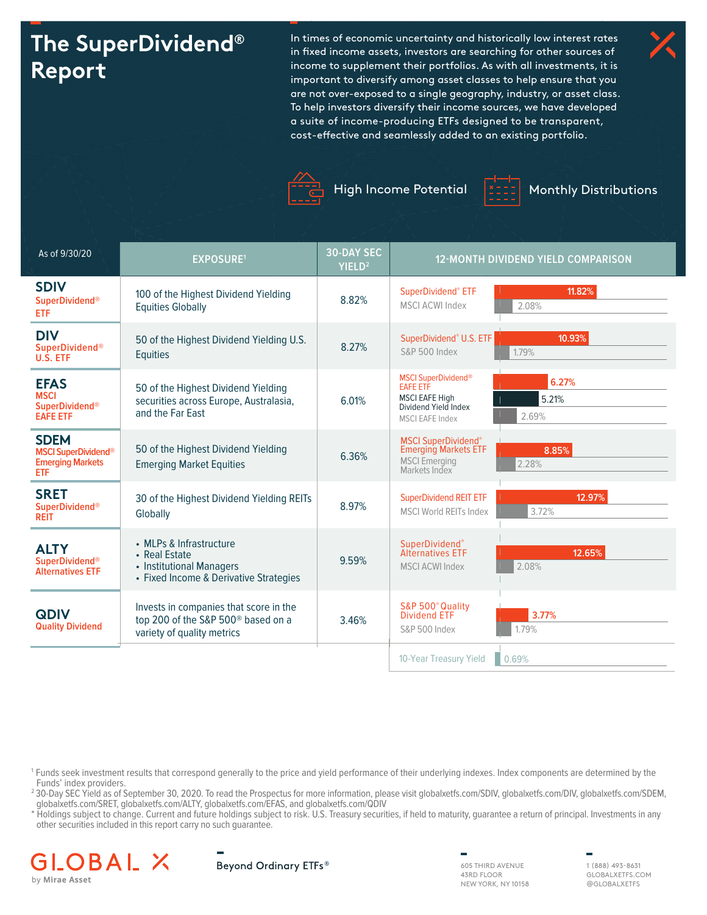# The SuperDividend® Report

In times of economic uncertainty and historically low interest rates in fixed income assets, investors are searching for other sources of income to supplement their portfolios. As with all investments, it is important to diversify among asset classes to help ensure that you are not over-exposed to a single geography, industry, or asset class. To help investors diversify their income sources, we have developed a suite of income-producing ETFs designed to be transparent, cost-effective and seamlessly added to an existing portfolio.

High Income Potential

Monthly Distributions

| As of 9/30/20 | EXPOSURE[1] | 30-DAY SEC YIELD[2] | 12-MONTH DIVIDEND YIELD COMPARISON | |
|---|---|---|---|---|
| **SDIV** SuperDividend® ETF | 100 of the Highest Dividend Yielding Equities Globally | 8.82% | SuperDividend® ETF | 11.82% |
| | | | MSCI ACWI Index | 2.08% |
| **DIV** SuperDividend® U.S. ETF | 50 of the Highest Dividend Yielding U.S. Equities | 8.27% | SuperDividend® U.S. ETF | 10.93% |
| | | | S&P 500 Index | 1.79% |
| **EFAS** MSCI SuperDividend® EAFE ETF | 50 of the Highest Dividend Yielding securities across Europe, Australasia, and the Far East | 6.01% | MSCI SuperDividend® EAFE ETF | 6.27% |
| | | | MSCI EAFE High Dividend Yield Index | 5.21% |
| | | | MSCI EAFE Index | 2.69% |
| **SDEM** MSCI SuperDividend® Emerging Markets ETF | 50 of the Highest Dividend Yielding Emerging Market Equities | 6.36% | MSCI SuperDividend® Emerging Markets ETF | 8.85% |
| | | | MSCI Emerging Markets Index | 2.28% |
| **SRET** SuperDividend® REIT | 30 of the Highest Dividend Yielding REITs Globally | 8.97% | SuperDividend REIT ETF | 12.97% |
| | | | MSCI World REITs Index | 3.72% |
| **ALTY** SuperDividend® Alternatives ETF | • MLPs & Infrastructure<br>• Real Estate<br>• Institutional Managers<br>• Fixed Income & Derivative Strategies | 9.59% | SuperDividend® Alternatives ETF | 12.65% |
| | | | MSCI ACWI Index | 2.08% |
| **QDIV** Quality Dividend | Invests in companies that score in the top 200 of the S&P 500® based on a variety of quality metrics | 3.46% | S&P 500® Quality Dividend ETF | 3.77% |
| | | | S&P 500 Index | 1.79% |
| | | | 10-Year Treasury Yield | 0.69% |

[1] Funds seek investment results that correspond generally to the price and yield performance of their underlying indexes. Index components are determined by the Funds' index providers.
[2] 30-Day SEC Yield as of September 30, 2020. To read the Prospectus for more information, please visit globalxetfs.com/SDIV, globalxetfs.com/DIV, globalxetfs.com/SDEM, globalxetfs.com/SRET, globalxetfs.com/ALTY, globalxetfs.com/EFAS, and globalxetfs.com/QDIV
* Holdings subject to change. Current and future holdings subject to risk. U.S. Treasury securities, if held to maturity, guarantee a return of principal. Investments in any other securities included in this report carry no such guarantee.

GLOBAL X by Mirae Asset

Beyond Ordinary ETFs®

605 THIRD AVENUE
43RD FLOOR
NEW YORK, NY 10158

1 (888) 493-8631
GLOBALXETFS.COM
@GLOBALXETFS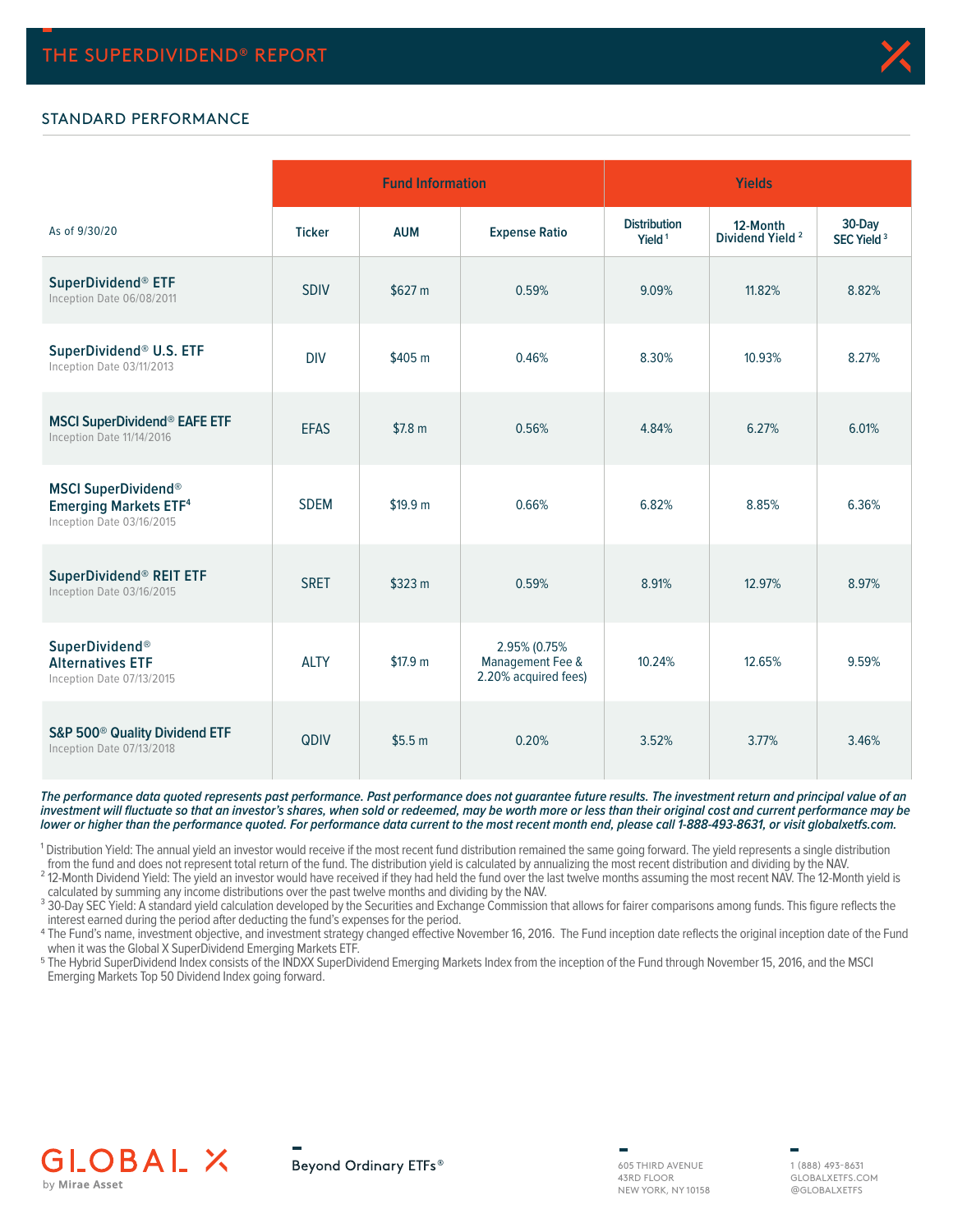## STANDARD PERFORMANCE

| As of 9/30/20 | Fund Information | | | Yields | | |
|---|---|---|---|---|---|---|
| | Ticker | AUM | Expense Ratio | Distribution Yield [1] | 12-Month Dividend Yield [2] | 30-Day SEC Yield [3] |
| **SuperDividend® ETF** Inception Date 06/08/2011 | SDIV | $627 m | 0.59% | 9.09% | 11.82% | 8.82% |
| **SuperDividend® U.S. ETF** Inception Date 03/11/2013 | DIV | $405 m | 0.46% | 8.30% | 10.93% | 8.27% |
| **MSCI SuperDividend® EAFE ETF** Inception Date 11/14/2016 | EFAS | $7.8 m | 0.56% | 4.84% | 6.27% | 6.01% |
| **MSCI SuperDividend® Emerging Markets ETF[4]** Inception Date 03/16/2015 | SDEM | $19.9 m | 0.66% | 6.82% | 8.85% | 6.36% |
| **SuperDividend® REIT ETF** Inception Date 03/16/2015 | SRET | $323 m | 0.59% | 8.91% | 12.97% | 8.97% |
| **SuperDividend® Alternatives ETF** Inception Date 07/13/2015 | ALTY | $17.9 m | 2.95% (0.75% Management Fee & 2.20% acquired fees) | 10.24% | 12.65% | 9.59% |
| **S&P 500® Quality Dividend ETF** Inception Date 07/13/2018 | QDIV | $5.5 m | 0.20% | 3.52% | 3.77% | 3.46% |

***The performance data quoted represents past performance. Past performance does not guarantee future results. The investment return and principal value of an investment will fluctuate so that an investor's shares, when sold or redeemed, may be worth more or less than their original cost and current performance may be lower or higher than the performance quoted. For performance data current to the most recent month end, please call 1-888-493-8631, or visit globalxetfs.com.***

[1] Distribution Yield: The annual yield an investor would receive if the most recent fund distribution remained the same going forward. The yield represents a single distribution from the fund and does not represent total return of the fund. The distribution yield is calculated by annualizing the most recent distribution and dividing by the NAV.

[2] 12-Month Dividend Yield: The yield an investor would have received if they had held the fund over the last twelve months assuming the most recent NAV. The 12-Month yield is calculated by summing any income distributions over the past twelve months and dividing by the NAV.

[3] 30-Day SEC Yield: A standard yield calculation developed by the Securities and Exchange Commission that allows for fairer comparisons among funds. This figure reflects the interest earned during the period after deducting the fund's expenses for the period.

[4] The Fund's name, investment objective, and investment strategy changed effective November 16, 2016. The Fund inception date reflects the original inception date of the Fund when it was the Global X SuperDividend Emerging Markets ETF.

[5] The Hybrid SuperDividend Index consists of the INDXX SuperDividend Emerging Markets Index from the inception of the Fund through November 15, 2016, and the MSCI Emerging Markets Top 50 Dividend Index going forward.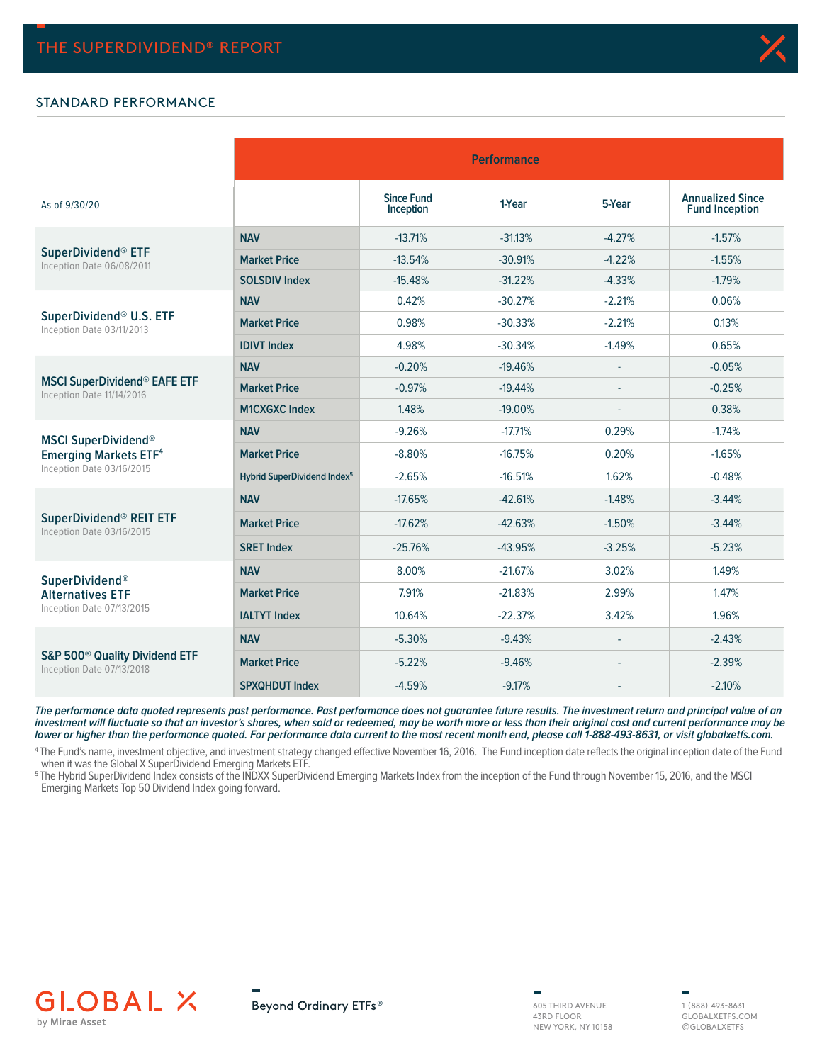## STANDARD PERFORMANCE

| As of 9/30/20 | | Performance | | | |
|---|---|---|---|---|---|
| | | Since Fund Inception | 1-Year | 5-Year | Annualized Since Fund Inception |
| **SuperDividend® ETF** Inception Date 06/08/2011 | **NAV** | -13.71% | -31.13% | -4.27% | -1.57% |
| | **Market Price** | -13.54% | -30.91% | -4.22% | -1.55% |
| | **SOLSDIV Index** | -15.48% | -31.22% | -4.33% | -1.79% |
| **SuperDividend® U.S. ETF** Inception Date 03/11/2013 | **NAV** | 0.42% | -30.27% | -2.21% | 0.06% |
| | **Market Price** | 0.98% | -30.33% | -2.21% | 0.13% |
| | **IDIVT Index** | 4.98% | -30.34% | -1.49% | 0.65% |
| **MSCI SuperDividend® EAFE ETF** Inception Date 11/14/2016 | **NAV** | -0.20% | -19.46% | - | -0.05% |
| | **Market Price** | -0.97% | -19.44% | - | -0.25% |
| | **M1CXGXC Index** | 1.48% | -19.00% | - | 0.38% |
| **MSCI SuperDividend® Emerging Markets ETF**[4] Inception Date 03/16/2015 | **NAV** | -9.26% | -17.71% | 0.29% | -1.74% |
| | **Market Price** | -8.80% | -16.75% | 0.20% | -1.65% |
| | **Hybrid SuperDividend Index**[5] | -2.65% | -16.51% | 1.62% | -0.48% |
| **SuperDividend® REIT ETF** Inception Date 03/16/2015 | **NAV** | -17.65% | -42.61% | -1.48% | -3.44% |
| | **Market Price** | -17.62% | -42.63% | -1.50% | -3.44% |
| | **SRET Index** | -25.76% | -43.95% | -3.25% | -5.23% |
| **SuperDividend® Alternatives ETF** Inception Date 07/13/2015 | **NAV** | 8.00% | -21.67% | 3.02% | 1.49% |
| | **Market Price** | 7.91% | -21.83% | 2.99% | 1.47% |
| | **IALTYT Index** | 10.64% | -22.37% | 3.42% | 1.96% |
| **S&P 500® Quality Dividend ETF** Inception Date 07/13/2018 | **NAV** | -5.30% | -9.43% | - | -2.43% |
| | **Market Price** | -5.22% | -9.46% | - | -2.39% |
| | **SPXQHDUT Index** | -4.59% | -9.17% | - | -2.10% |

***The performance data quoted represents past performance. Past performance does not guarantee future results. The investment return and principal value of an investment will fluctuate so that an investor's shares, when sold or redeemed, may be worth more or less than their original cost and current performance may be lower or higher than the performance quoted. For performance data current to the most recent month end, please call 1-888-493-8631, or visit globalxetfs.com.***

[4] The Fund's name, investment objective, and investment strategy changed effective November 16, 2016. The Fund inception date reflects the original inception date of the Fund when it was the Global X SuperDividend Emerging Markets ETF.

[5] The Hybrid SuperDividend Index consists of the INDXX SuperDividend Emerging Markets Index from the inception of the Fund through November 15, 2016, and the MSCI Emerging Markets Top 50 Dividend Index going forward.

GLOBAL X by Mirae Asset

Beyond Ordinary ETFs®

605 THIRD AVENUE
43RD FLOOR
NEW YORK, NY 10158

1 (888) 493-8631
GLOBALXETFS.COM
@GLOBALXETFS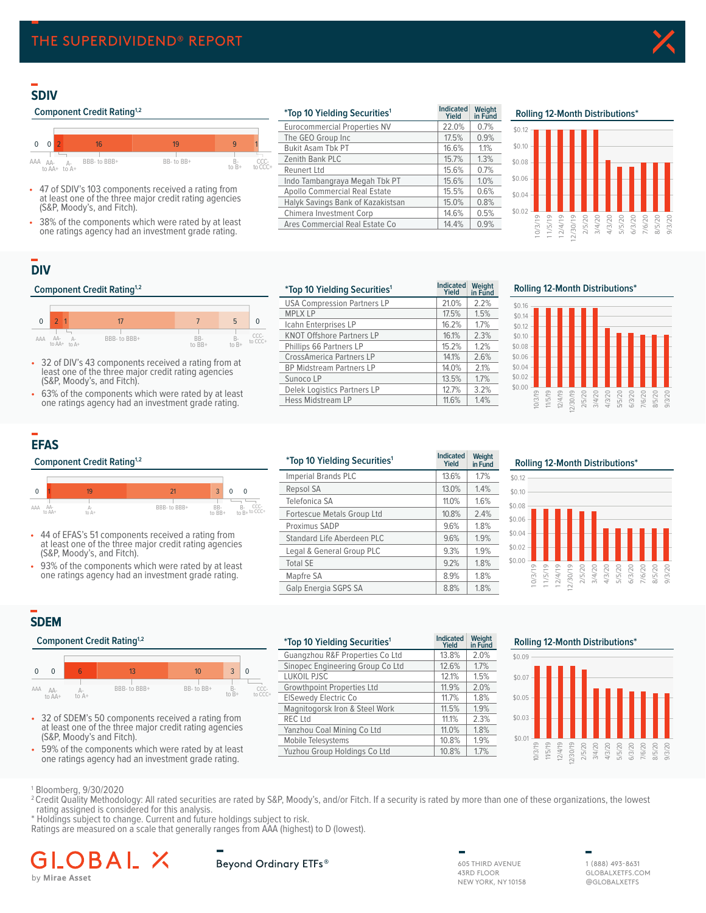# THE SUPERDIVIDEND® REPORT

## SDIV

### Component Credit Rating[1,2]

| AAA | AA- to AA+ | A- to A+ | BBB- to BBB+ | BB- to BB+ | B- to B+ | CCC- to CCC+ |
|---|---|---|---|---|---|---|
| 0 | 0 | 2 | 16 | 19 | 9 | 1 |

- 47 of SDIV's 103 components received a rating from at least one of the three major credit rating agencies (S&P, Moody's, and Fitch).
- 38% of the components which were rated by at least one ratings agency had an investment grade rating.

### *Top 10 Yielding Securities[1]

| | Indicated Yield | Weight in Fund |
|---|---|---|
| Eurocommercial Properties NV | 22.0% | 0.7% |
| The GEO Group Inc | 17.5% | 0.9% |
| Bukit Asam Tbk PT | 16.6% | 1.1% |
| Zenith Bank PLC | 15.7% | 1.3% |
| Reunert Ltd | 15.6% | 0.7% |
| Indo Tambangraya Megah Tbk PT | 15.6% | 1.0% |
| Apollo Commercial Real Estate | 15.5% | 0.6% |
| Halyk Savings Bank of Kazakistsan | 15.0% | 0.8% |
| Chimera Investment Corp | 14.6% | 0.5% |
| Ares Commercial Real Estate Co | 14.4% | 0.9% |

### Rolling 12-Month Distributions*

## DIV

### Component Credit Rating[1,2]

| AAA | AA- to AA+ | A- to A+ | BBB- to BBB+ | BB- to BB+ | B- to B+ | CCC- to CCC+ |
|---|---|---|---|---|---|---|
| 0 | 2 | 1 | 17 | 7 | 5 | 0 |

- 32 of DIV's 43 components received a rating from at least one of the three major credit rating agencies (S&P, Moody's, and Fitch).
- 63% of the components which were rated by at least one ratings agency had an investment grade rating.

### *Top 10 Yielding Securities[1]

| | Indicated Yield | Weight in Fund |
|---|---|---|
| USA Compression Partners LP | 21.0% | 2.2% |
| MPLX LP | 17.5% | 1.5% |
| Icahn Enterprises LP | 16.2% | 1.7% |
| KNOT Offshore Partners LP | 16.1% | 2.3% |
| Phillips 66 Partners LP | 15.2% | 1.2% |
| CrossAmerica Partners LP | 14.1% | 2.6% |
| BP Midstream Partners LP | 14.0% | 2.1% |
| Sunoco LP | 13.5% | 1.7% |
| Delek Logistics Partners LP | 12.7% | 3.2% |
| Hess Midstream LP | 11.6% | 1.4% |

### Rolling 12-Month Distributions*

## EFAS

### Component Credit Rating[1,2]

| AAA | AA- to AA+ | A- to A+ | BBB- to BBB+ | BB- to BB+ | B- to B+ | CCC- to CCC+ |
|---|---|---|---|---|---|---|
| 0 | 1 | 19 | 21 | 3 | 0 | 0 |

- 44 of EFAS's 51 components received a rating from at least one of the three major credit rating agencies (S&P, Moody's, and Fitch).
- 93% of the components which were rated by at least one ratings agency had an investment grade rating.

### *Top 10 Yielding Securities[1]

| | Indicated Yield | Weight in Fund |
|---|---|---|
| Imperial Brands PLC | 13.6% | 1.7% |
| Repsol SA | 13.0% | 1.4% |
| Telefonica SA | 11.0% | 1.6% |
| Fortescue Metals Group Ltd | 10.8% | 2.4% |
| Proximus SADP | 9.6% | 1.8% |
| Standard Life Aberdeen PLC | 9.6% | 1.9% |
| Legal & General Group PLC | 9.3% | 1.9% |
| Total SE | 9.2% | 1.8% |
| Mapfre SA | 8.9% | 1.8% |
| Galp Energia SGPS SA | 8.8% | 1.8% |

### Rolling 12-Month Distributions*

## SDEM

### Component Credit Rating[1,2]

| AAA | AA- to AA+ | A- to A+ | BBB- to BBB+ | BB- to BB+ | B- to B+ | CCC- to CCC+ |
|---|---|---|---|---|---|---|
| 0 | 0 | 6 | 13 | 10 | 3 | 0 |

- 32 of SDEM's 50 components received a rating from at least one of the three major credit rating agencies (S&P, Moody's and Fitch).
- 59% of the components which were rated by at least one ratings agency had an investment grade rating.

### *Top 10 Yielding Securities[1]

| | Indicated Yield | Weight in Fund |
|---|---|---|
| Guangzhou R&F Properties Co Ltd | 13.8% | 2.0% |
| Sinopec Engineering Group Co Ltd | 12.6% | 1.7% |
| LUKOIL PJSC | 12.1% | 1.5% |
| Growthpoint Properties Ltd | 11.9% | 2.0% |
| ElSewedy Electric Co | 11.7% | 1.8% |
| Magnitogorsk Iron & Steel Work | 11.5% | 1.9% |
| REC Ltd | 11.1% | 2.3% |
| Yanzhou Coal Mining Co Ltd | 11.0% | 1.8% |
| Mobile Telesystems | 10.8% | 1.9% |
| Yuzhou Group Holdings Co Ltd | 10.8% | 1.7% |

### Rolling 12-Month Distributions*

[1] Bloomberg, 9/30/2020

[2] Credit Quality Methodology: All rated securities are rated by S&P, Moody's, and/or Fitch. If a security is rated by more than one of these organizations, the lowest rating assigned is considered for this analysis.

* Holdings subject to change. Current and future holdings subject to risk.

Ratings are measured on a scale that generally ranges from AAA (highest) to D (lowest).

GLOBAL X by Mirae Asset

Beyond Ordinary ETFs®

605 THIRD AVENUE
43RD FLOOR
NEW YORK, NY 10158

1 (888) 493-8631
GLOBALXETFS.COM
@GLOBALXETFS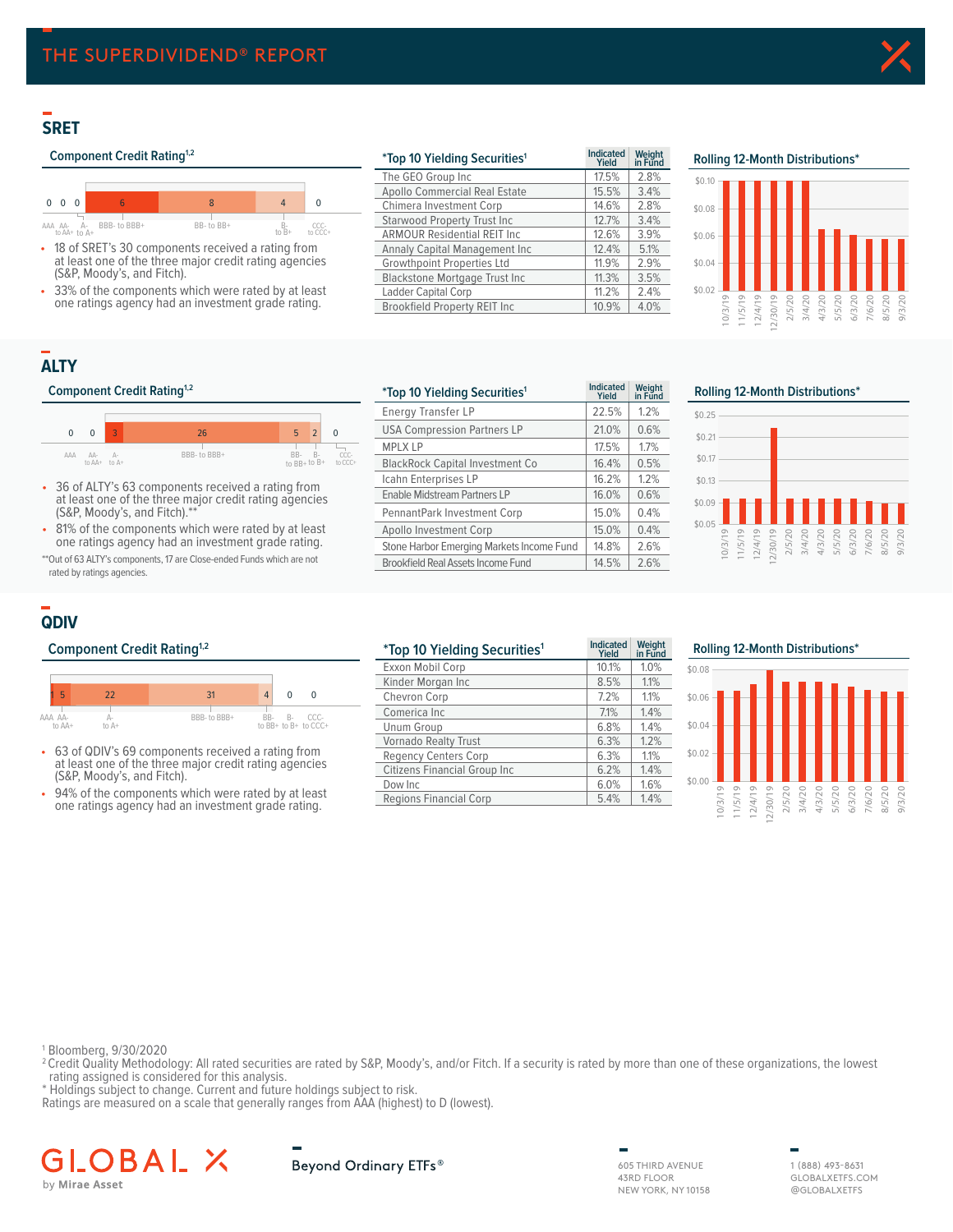# THE SUPERDIVIDEND® REPORT

## SRET

### Component Credit Rating[1,2]

| AAA | AA- to AA+ | A- to A+ | BBB- to BBB+ | BB- to BB+ | B- to B+ | CCC- to CCC+ |
|---|---|---|---|---|---|---|
| 0 | 0 | 0 | 6 | 8 | 4 | 0 |

- 18 of SRET's 30 components received a rating from at least one of the three major credit rating agencies (S&P, Moody's, and Fitch).
- 33% of the components which were rated by at least one ratings agency had an investment grade rating.

### *Top 10 Yielding Securities[1]

| Security | Indicated Yield | Weight in Fund |
|---|---|---|
| The GEO Group Inc | 17.5% | 2.8% |
| Apollo Commercial Real Estate | 15.5% | 3.4% |
| Chimera Investment Corp | 14.6% | 2.8% |
| Starwood Property Trust Inc | 12.7% | 3.4% |
| ARMOUR Residential REIT Inc | 12.6% | 3.9% |
| Annaly Capital Management Inc | 12.4% | 5.1% |
| Growthpoint Properties Ltd | 11.9% | 2.9% |
| Blackstone Mortgage Trust Inc | 11.3% | 3.5% |
| Ladder Capital Corp | 11.2% | 2.4% |
| Brookfield Property REIT Inc | 10.9% | 4.0% |

### Rolling 12-Month Distributions*

## ALTY

### Component Credit Rating[1,2]

| AAA | AA- to AA+ | A- to A+ | BBB- to BBB+ | BB- to BB+ | B- to B+ | CCC- to CCC+ |
|---|---|---|---|---|---|---|
| 0 | 0 | 3 | 26 | 5 | 2 | 0 |

- 36 of ALTY's 63 components received a rating from at least one of the three major credit rating agencies (S&P, Moody's, and Fitch).**
- 81% of the components which were rated by at least one ratings agency had an investment grade rating.

**Out of 63 ALTY's components, 17 are Close-ended Funds which are not rated by ratings agencies.

### *Top 10 Yielding Securities[1]

| Security | Indicated Yield | Weight in Fund |
|---|---|---|
| Energy Transfer LP | 22.5% | 1.2% |
| USA Compression Partners LP | 21.0% | 0.6% |
| MPLX LP | 17.5% | 1.7% |
| BlackRock Capital Investment Co | 16.4% | 0.5% |
| Icahn Enterprises LP | 16.2% | 1.2% |
| Enable Midstream Partners LP | 16.0% | 0.6% |
| PennantPark Investment Corp | 15.0% | 0.4% |
| Apollo Investment Corp | 15.0% | 0.4% |
| Stone Harbor Emerging Markets Income Fund | 14.8% | 2.6% |
| Brookfield Real Assets Income Fund | 14.5% | 2.6% |

### Rolling 12-Month Distributions*

## QDIV

### Component Credit Rating[1,2]

| AAA | AA- to AA+ | A- to A+ | BBB- to BBB+ | BB- to BB+ | B- to B+ | CCC- to CCC+ |
|---|---|---|---|---|---|---|
| 1 | 5 | 22 | 31 | 4 | 0 | 0 |

- 63 of QDIV's 69 components received a rating from at least one of the three major credit rating agencies (S&P, Moody's, and Fitch).
- 94% of the components which were rated by at least one ratings agency had an investment grade rating.

### *Top 10 Yielding Securities[1]

| Security | Indicated Yield | Weight in Fund |
|---|---|---|
| Exxon Mobil Corp | 10.1% | 1.0% |
| Kinder Morgan Inc | 8.5% | 1.1% |
| Chevron Corp | 7.2% | 1.1% |
| Comerica Inc | 7.1% | 1.4% |
| Unum Group | 6.8% | 1.4% |
| Vornado Realty Trust | 6.3% | 1.2% |
| Regency Centers Corp | 6.3% | 1.1% |
| Citizens Financial Group Inc | 6.2% | 1.4% |
| Dow Inc | 6.0% | 1.6% |
| Regions Financial Corp | 5.4% | 1.4% |

### Rolling 12-Month Distributions*

[1] Bloomberg, 9/30/2020

[2] Credit Quality Methodology: All rated securities are rated by S&P, Moody's, and/or Fitch. If a security is rated by more than one of these organizations, the lowest rating assigned is considered for this analysis.

\* Holdings subject to change. Current and future holdings subject to risk.

Ratings are measured on a scale that generally ranges from AAA (highest) to D (lowest).

GLOBAL X by Mirae Asset

Beyond Ordinary ETFs®

605 THIRD AVENUE
43RD FLOOR
NEW YORK, NY 10158

1 (888) 493-8631
GLOBALXETFS.COM
@GLOBALXETFS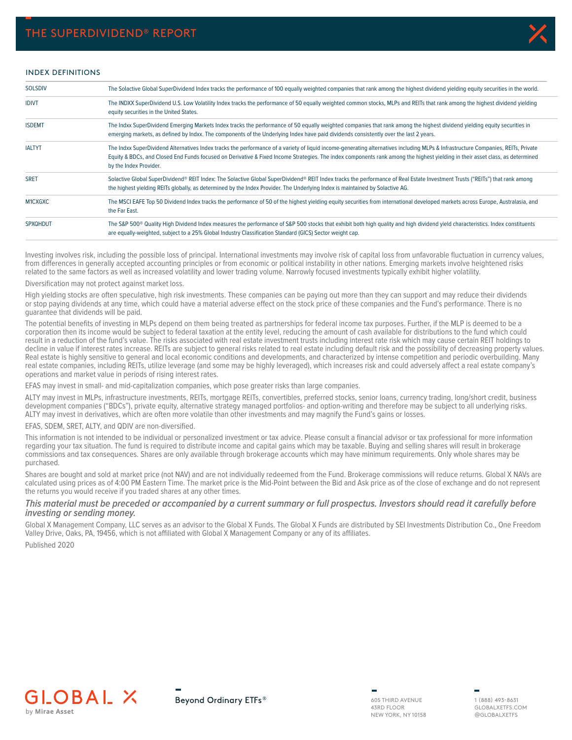## INDEX DEFINITIONS

| | |
|---|---|
| SOLSDIV | The Solactive Global SuperDividend Index tracks the performance of 100 equally weighted companies that rank among the highest dividend yielding equity securities in the world. |
| IDIVT | The INDXX SuperDividend U.S. Low Volatility Index tracks the performance of 50 equally weighted common stocks, MLPs and REITs that rank among the highest dividend yielding equity securities in the United States. |
| ISDEMT | The Indxx SuperDividend Emerging Markets Index tracks the performance of 50 equally weighted companies that rank among the highest dividend yielding equity securities in emerging markets, as defined by Indxx. The components of the Underlying Index have paid dividends consistently over the last 2 years. |
| IALTYT | The Indxx SuperDividend Alternatives Index tracks the performance of a variety of liquid income-generating alternatives including MLPs & Infrastructure Companies, REITs, Private Equity & BDCs, and Closed End Funds focused on Derivative & Fixed Income Strategies. The index components rank among the highest yielding in their asset class, as determined by the Index Provider. |
| SRET | Solactive Global SuperDividend® REIT Index: The Solactive Global SuperDividend® REIT Index tracks the performance of Real Estate Investment Trusts ("REITs") that rank among the highest yielding REITs globally, as determined by the Index Provider. The Underlying Index is maintained by Solactive AG. |
| M1CXGXC | The MSCI EAFE Top 50 Dividend Index tracks the performance of 50 of the highest yielding equity securities from international developed markets across Europe, Australasia, and the Far East. |
| SPXQHDUT | The S&P 500® Quality High Dividend Index measures the performance of S&P 500 stocks that exhibit both high quality and high dividend yield characteristics. Index constituents are equally-weighted, subject to a 25% Global Industry Classification Standard (GICS) Sector weight cap. |

Investing involves risk, including the possible loss of principal. International investments may involve risk of capital loss from unfavorable fluctuation in currency values, from differences in generally accepted accounting principles or from economic or political instability in other nations. Emerging markets involve heightened risks related to the same factors as well as increased volatility and lower trading volume. Narrowly focused investments typically exhibit higher volatility.

Diversification may not protect against market loss.

High yielding stocks are often speculative, high risk investments. These companies can be paying out more than they can support and may reduce their dividends or stop paying dividends at any time, which could have a material adverse effect on the stock price of these companies and the Fund's performance. There is no guarantee that dividends will be paid.

The potential benefits of investing in MLPs depend on them being treated as partnerships for federal income tax purposes. Further, if the MLP is deemed to be a corporation then its income would be subject to federal taxation at the entity level, reducing the amount of cash available for distributions to the fund which could result in a reduction of the fund's value. The risks associated with real estate investment trusts including interest rate risk which may cause certain REIT holdings to decline in value if interest rates increase. REITs are subject to general risks related to real estate including default risk and the possibility of decreasing property values. Real estate is highly sensitive to general and local economic conditions and developments, and characterized by intense competition and periodic overbuilding. Many real estate companies, including REITs, utilize leverage (and some may be highly leveraged), which increases risk and could adversely affect a real estate company's operations and market value in periods of rising interest rates.

EFAS may invest in small- and mid-capitalization companies, which pose greater risks than large companies.

ALTY may invest in MLPs, infrastructure investments, REITs, mortgage REITs, convertibles, preferred stocks, senior loans, currency trading, long/short credit, business development companies ("BDCs"), private equity, alternative strategy managed portfolios- and option-writing and therefore may be subject to all underlying risks. ALTY may invest in derivatives, which are often more volatile than other investments and may magnify the Fund's gains or losses.

EFAS, SDEM, SRET, ALTY, and QDIV are non-diversified.

This information is not intended to be individual or personalized investment or tax advice. Please consult a financial advisor or tax professional for more information regarding your tax situation. The fund is required to distribute income and capital gains which may be taxable. Buying and selling shares will result in brokerage commissions and tax consequences. Shares are only available through brokerage accounts which may have minimum requirements. Only whole shares may be purchased.

Shares are bought and sold at market price (not NAV) and are not individually redeemed from the Fund. Brokerage commissions will reduce returns. Global X NAVs are calculated using prices as of 4:00 PM Eastern Time. The market price is the Mid-Point between the Bid and Ask price as of the close of exchange and do not represent the returns you would receive if you traded shares at any other times.

***This material must be preceded or accompanied by a current summary or full prospectus. Investors should read it carefully before investing or sending money.***

Global X Management Company, LLC serves as an advisor to the Global X Funds. The Global X Funds are distributed by SEI Investments Distribution Co., One Freedom Valley Drive, Oaks, PA, 19456, which is not affiliated with Global X Management Company or any of its affiliates.

Published 2020

GLOBAL X by Mirae Asset

Beyond Ordinary ETFs®

605 THIRD AVENUE
43RD FLOOR
NEW YORK, NY 10158

1 (888) 493-8631
GLOBALXETFS.COM
@GLOBALXETFS